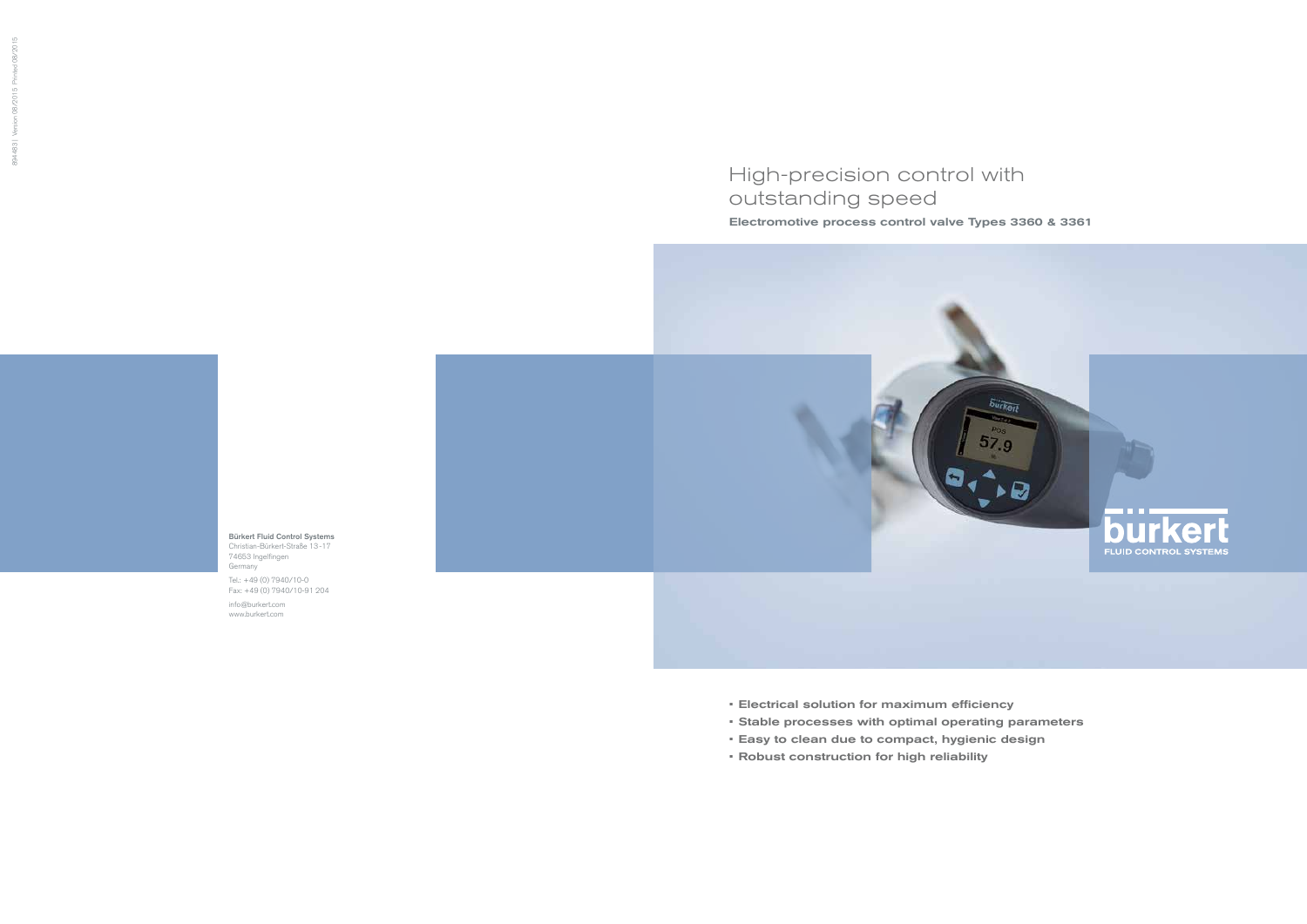# High-precision control with outstanding speed

**Electromotive process control valve Types 3360 & 3361**

- Electrical solution for maximum efficiency
- Stable processes with optimal operating parameters
- Easy to clean due to compact, hygienic design
- Robust construction for high reliability

**Bürkert Fluid Control Systems**
Christian-Bürkert-Straße 13-17
74653 Ingelfingen
Germany

Tel.: +49 (0) 7940/10-0
Fax: +49 (0) 7940/10-91 204

info@burkert.com
www.burkert.com

894483 | Version 08/2015 Printed 08/2015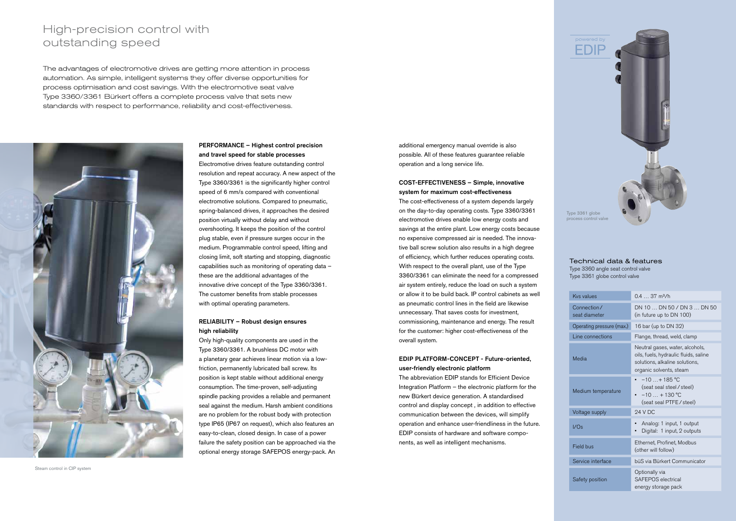# High-precision control with outstanding speed

The advantages of electromotive drives are getting more attention in process automation. As simple, intelligent systems they offer diverse opportunities for process optimisation and cost savings. With the electromotive seat valve Type 3360/3361 Bürkert offers a complete process valve that sets new standards with respect to performance, reliability and cost-effectiveness.

Steam control in CIP system

**PERFORMANCE – Highest control precision and travel speed for stable processes**

Electromotive drives feature outstanding control resolution and repeat accuracy. A new aspect of the Type 3360/3361 is the significantly higher control speed of 6 mm/s compared with conventional electromotive solutions. Compared to pneumatic, spring-balanced drives, it approaches the desired position virtually without delay and without overshooting. It keeps the position of the control plug stable, even if pressure surges occur in the medium. Programmable control speed, lifting and closing limit, soft starting and stopping, diagnostic capabilities such as monitoring of operating data – these are the additional advantages of the innovative drive concept of the Type 3360/3361. The customer benefits from stable processes with optimal operating parameters.

**RELIABILITY – Robust design ensures high reliability**

Only high-quality components are used in the Type 3360/3361. A brushless DC motor with a planetary gear achieves linear motion via a low-friction, permanently lubricated ball screw. Its position is kept stable without additional energy consumption. The time-proven, self-adjusting spindle packing provides a reliable and permanent seal against the medium. Harsh ambient conditions are no problem for the robust body with protection type IP65 (IP67 on request), which also features an easy-to-clean, closed design. In case of a power failure the safety position can be approached via the optional energy storage SAFEPOS energy-pack. An additional emergency manual override is also possible. All of these features guarantee reliable operation and a long service life.

**COST-EFFECTIVENESS – Simple, innovative system for maximum cost-effectiveness**

The cost-effectiveness of a system depends largely on the day-to-day operating costs. Type 3360/3361 electromotive drives enable low energy costs and savings at the entire plant. Low energy costs because no expensive compressed air is needed. The innovative ball screw solution also results in a high degree of efficiency, which further reduces operating costs. With respect to the overall plant, use of the Type 3360/3361 can eliminate the need for a compressed air system entirely, reduce the load on such a system or allow it to be build back. IP control cabinets as well as pneumatic control lines in the field are likewise unnecessary. That saves costs for investment, commissioning, maintenance and energy. The result for the customer: higher cost-effectiveness of the overall system.

**EDIP PLATFORM-CONCEPT - Future-oriented, user-friendly electronic platform**

The abbreviation EDIP stands for Efficient Device Integration Platform – the electronic platform for the new Bürkert device generation. A standardised control and display concept , in addition to effective communication between the devices, will simplify operation and enhance user-friendliness in the future. EDIP consists of hardware and software components, as well as intelligent mechanisms.

powered by EDIP

Type 3361 globe process control valve

## Technical data & features

Type 3360 angle seat control valve
Type 3361 globe control valve

| | |
|---|---|
| Kvs values | 0.4 … 37 m³/h |
| Connection/ seat diameter | DN 10 … DN 50 / DN 3 … DN 50 (in future up to DN 100) |
| Operating pressure (max.) | 16 bar (up to DN 32) |
| Line connections | Flange, thread, weld, clamp |
| Media | Neutral gases, water, alcohols, oils, fuels, hydraulic fluids, saline solutions, alkaline solutions, organic solvents, steam |
| Medium temperature | • −10 … + 185 °C (seat seal steel / steel) • −10 … + 130 °C (seat seal PTFE / steel) |
| Voltage supply | 24 V DC |
| I/Os | • Analog: 1 input, 1 output • Digital: 1 input, 2 outputs |
| Field bus | Ethernet, Profinet, Modbus (other will follow) |
| Service interface | büS via Bürkert Communicator |
| Safety position | Optionally via SAFEPOS electrical energy storage pack |